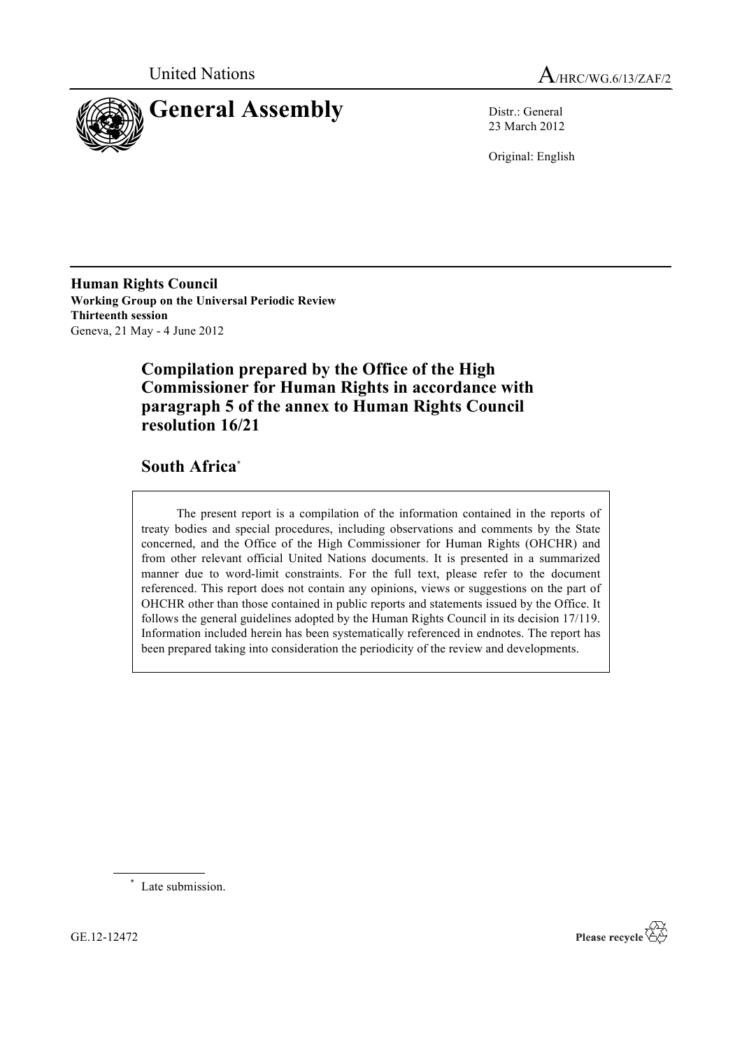United Nations

A/HRC/WG.6/13/ZAF/2

# General Assembly

Distr.: General
23 March 2012

Original: English

**Human Rights Council**
**Working Group on the Universal Periodic Review**
**Thirteenth session**
Geneva, 21 May - 4 June 2012

## Compilation prepared by the Office of the High Commissioner for Human Rights in accordance with paragraph 5 of the annex to Human Rights Council resolution 16/21

## South Africa*

> The present report is a compilation of the information contained in the reports of treaty bodies and special procedures, including observations and comments by the State concerned, and the Office of the High Commissioner for Human Rights (OHCHR) and from other relevant official United Nations documents. It is presented in a summarized manner due to word-limit constraints. For the full text, please refer to the document referenced. This report does not contain any opinions, views or suggestions on the part of OHCHR other than those contained in public reports and statements issued by the Office. It follows the general guidelines adopted by the Human Rights Council in its decision 17/119. Information included herein has been systematically referenced in endnotes. The report has been prepared taking into consideration the periodicity of the review and developments.

\* Late submission.

GE.12-12472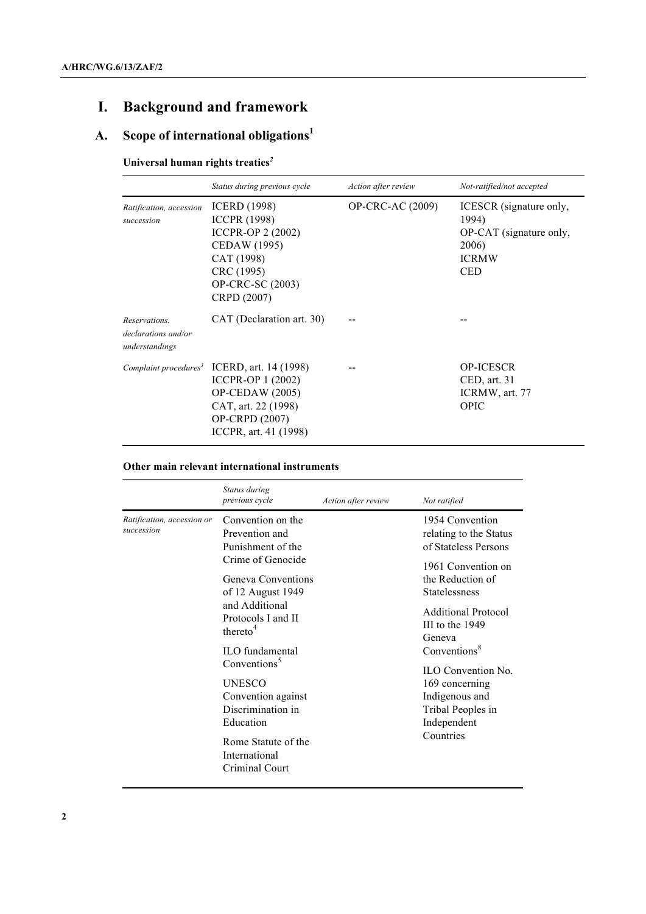# I. Background and framework

## A. Scope of international obligations[1]

### Universal human rights treaties[2]

| | *Status during previous cycle* | *Action after review* | *Not-ratified/not accepted* |
|---|---|---|---|
| *Ratification, accession succession* | ICERD (1998)<br>ICCPR (1998)<br>ICCPR-OP 2 (2002)<br>CEDAW (1995)<br>CAT (1998)<br>CRC (1995)<br>OP-CRC-SC (2003)<br>CRPD (2007) | OP-CRC-AC (2009) | ICESCR (signature only, 1994)<br>OP-CAT (signature only, 2006)<br>ICRMW<br>CED |
| *Reservations. declarations and/or understandings* | CAT (Declaration art. 30) | -- | -- |
| *Complaint procedures*[3] | ICERD, art. 14 (1998)<br>ICCPR-OP 1 (2002)<br>OP-CEDAW (2005)<br>CAT, art. 22 (1998)<br>OP-CRPD (2007)<br>ICCPR, art. 41 (1998) | -- | OP-ICESCR<br>CED, art. 31<br>ICRMW, art. 77<br>OPIC |

### Other main relevant international instruments

| | *Status during previous cycle* | *Action after review* | *Not ratified* |
|---|---|---|---|
| *Ratification, accession or succession* | Convention on the Prevention and Punishment of the Crime of Genocide<br>Geneva Conventions of 12 August 1949 and Additional Protocols I and II thereto[4]<br>ILO fundamental Conventions[5]<br>UNESCO Convention against Discrimination in Education<br>Rome Statute of the International Criminal Court | | 1954 Convention relating to the Status of Stateless Persons<br>1961 Convention on the Reduction of Statelessness<br>Additional Protocol III to the 1949 Geneva Conventions[8]<br>ILO Convention No. 169 concerning Indigenous and Tribal Peoples in Independent Countries |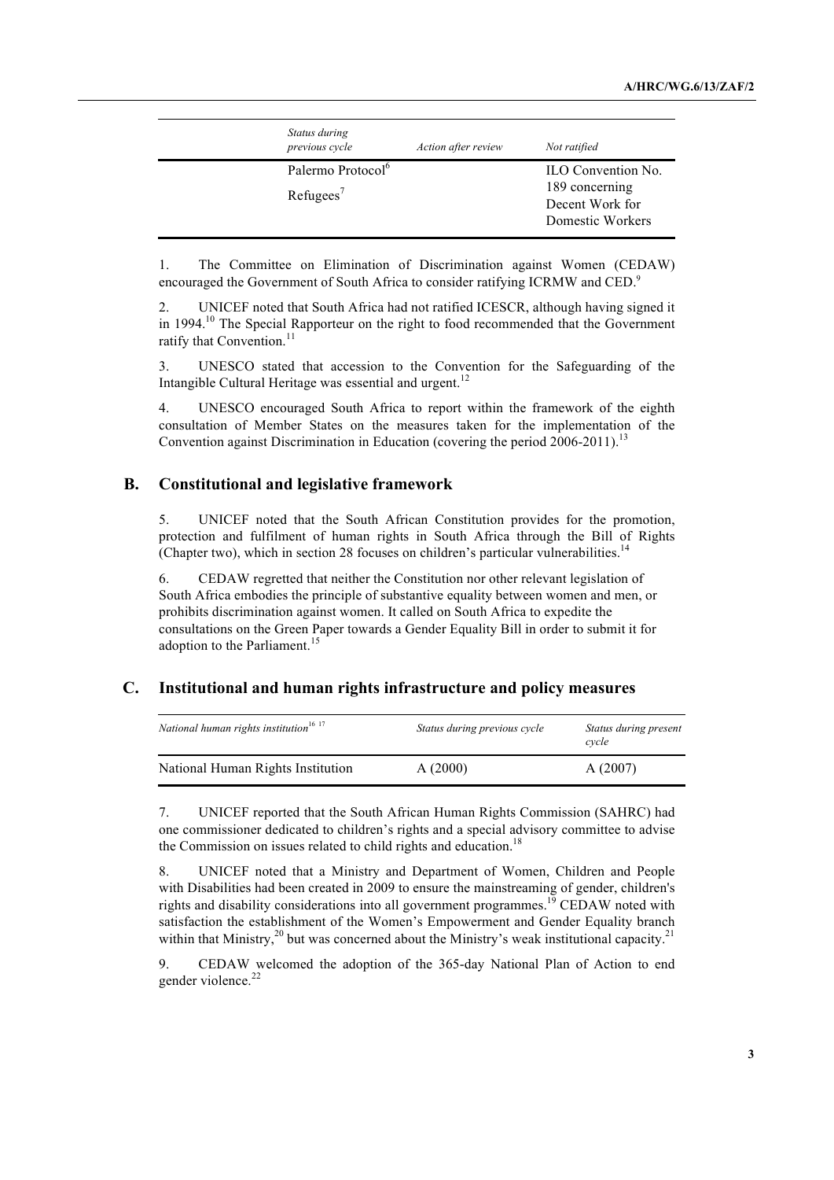| | Status during previous cycle | Action after review | Not ratified |
|---|---|---|---|
| | Palermo Protocol[6] Refugees[7] | | ILO Convention No. 189 concerning Decent Work for Domestic Workers |

1. The Committee on Elimination of Discrimination against Women (CEDAW) encouraged the Government of South Africa to consider ratifying ICRMW and CED.[9]

2. UNICEF noted that South Africa had not ratified ICESCR, although having signed it in 1994.[10] The Special Rapporteur on the right to food recommended that the Government ratify that Convention.[11]

3. UNESCO stated that accession to the Convention for the Safeguarding of the Intangible Cultural Heritage was essential and urgent.[12]

4. UNESCO encouraged South Africa to report within the framework of the eighth consultation of Member States on the measures taken for the implementation of the Convention against Discrimination in Education (covering the period 2006-2011).[13]

## B. Constitutional and legislative framework

5. UNICEF noted that the South African Constitution provides for the promotion, protection and fulfilment of human rights in South Africa through the Bill of Rights (Chapter two), which in section 28 focuses on children's particular vulnerabilities.[14]

6. CEDAW regretted that neither the Constitution nor other relevant legislation of South Africa embodies the principle of substantive equality between women and men, or prohibits discrimination against women. It called on South Africa to expedite the consultations on the Green Paper towards a Gender Equality Bill in order to submit it for adoption to the Parliament.[15]

## C. Institutional and human rights infrastructure and policy measures

| *National human rights institution*[16 17] | *Status during previous cycle* | *Status during present cycle* |
|---|---|---|
| National Human Rights Institution | A (2000) | A (2007) |

7. UNICEF reported that the South African Human Rights Commission (SAHRC) had one commissioner dedicated to children's rights and a special advisory committee to advise the Commission on issues related to child rights and education.[18]

8. UNICEF noted that a Ministry and Department of Women, Children and People with Disabilities had been created in 2009 to ensure the mainstreaming of gender, children's rights and disability considerations into all government programmes.[19] CEDAW noted with satisfaction the establishment of the Women's Empowerment and Gender Equality branch within that Ministry,[20] but was concerned about the Ministry's weak institutional capacity.[21]

9. CEDAW welcomed the adoption of the 365-day National Plan of Action to end gender violence.[22]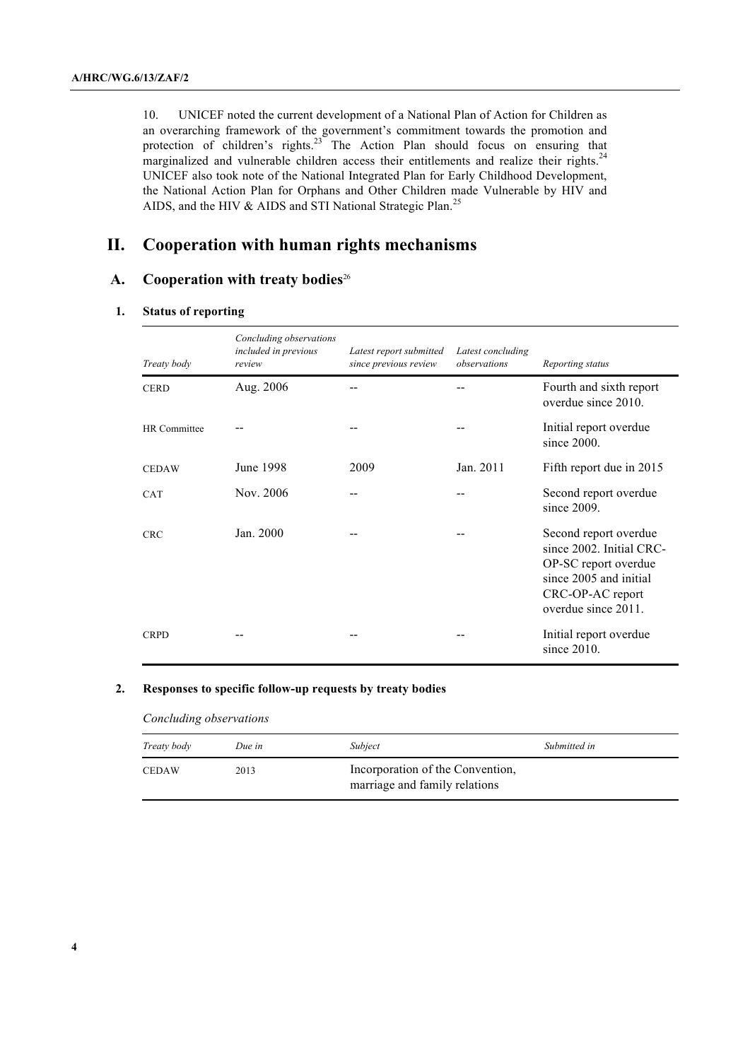10. UNICEF noted the current development of a National Plan of Action for Children as an overarching framework of the government's commitment towards the promotion and protection of children's rights.[23] The Action Plan should focus on ensuring that marginalized and vulnerable children access their entitlements and realize their rights.[24] UNICEF also took note of the National Integrated Plan for Early Childhood Development, the National Action Plan for Orphans and Other Children made Vulnerable by HIV and AIDS, and the HIV & AIDS and STI National Strategic Plan.[25]

# II. Cooperation with human rights mechanisms

## A. Cooperation with treaty bodies[26]

### 1. Status of reporting

| *Treaty body* | *Concluding observations included in previous review* | *Latest report submitted since previous review* | *Latest concluding observations* | *Reporting status* |
|---|---|---|---|---|
| CERD | Aug. 2006 | -- | -- | Fourth and sixth report overdue since 2010. |
| HR Committee | -- | -- | -- | Initial report overdue since 2000. |
| CEDAW | June 1998 | 2009 | Jan. 2011 | Fifth report due in 2015 |
| CAT | Nov. 2006 | -- | -- | Second report overdue since 2009. |
| CRC | Jan. 2000 | -- | -- | Second report overdue since 2002. Initial CRC-OP-SC report overdue since 2005 and initial CRC-OP-AC report overdue since 2011. |
| CRPD | -- | -- | -- | Initial report overdue since 2010. |

### 2. Responses to specific follow-up requests by treaty bodies

*Concluding observations*

| *Treaty body* | *Due in* | *Subject* | *Submitted in* |
|---|---|---|---|
| CEDAW | 2013 | Incorporation of the Convention, marriage and family relations | |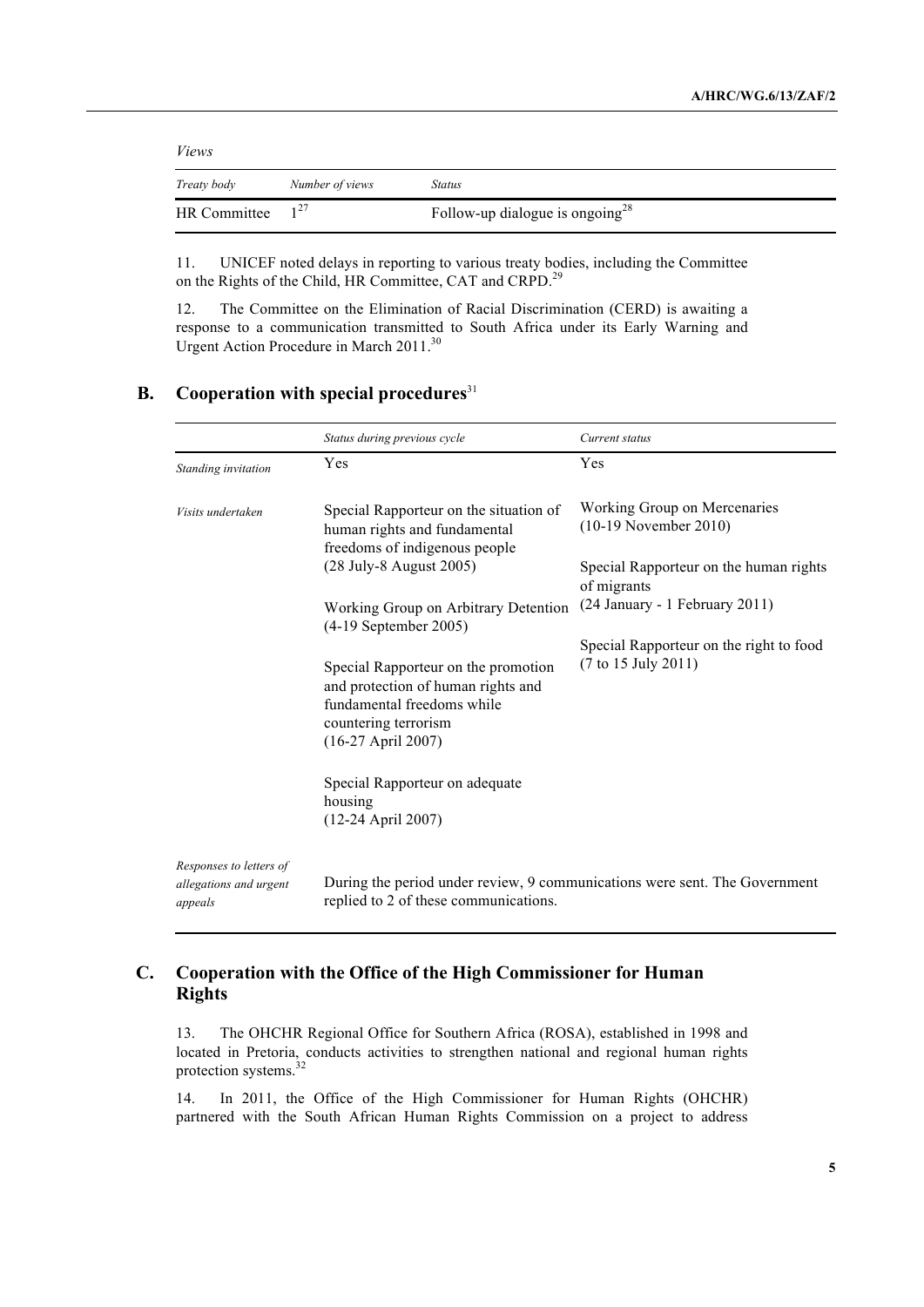*Views*

| *Treaty body* | *Number of views* | *Status* |
| --- | --- | --- |
| HR Committee | 1[27] | Follow-up dialogue is ongoing[28] |

11. UNICEF noted delays in reporting to various treaty bodies, including the Committee on the Rights of the Child, HR Committee, CAT and CRPD.[29]

12. The Committee on the Elimination of Racial Discrimination (CERD) is awaiting a response to a communication transmitted to South Africa under its Early Warning and Urgent Action Procedure in March 2011.[30]

## B. Cooperation with special procedures[31]

| | *Status during previous cycle* | *Current status* |
| --- | --- | --- |
| *Standing invitation* | Yes | Yes |
| *Visits undertaken* | Special Rapporteur on the situation of human rights and fundamental freedoms of indigenous people (28 July-8 August 2005)<br><br>Working Group on Arbitrary Detention (4-19 September 2005)<br><br>Special Rapporteur on the promotion and protection of human rights and fundamental freedoms while countering terrorism (16-27 April 2007)<br><br>Special Rapporteur on adequate housing (12-24 April 2007) | Working Group on Mercenaries (10-19 November 2010)<br><br>Special Rapporteur on the human rights of migrants (24 January - 1 February 2011)<br><br>Special Rapporteur on the right to food (7 to 15 July 2011) |
| *Responses to letters of allegations and urgent appeals* | During the period under review, 9 communications were sent. The Government replied to 2 of these communications. | |

## C. Cooperation with the Office of the High Commissioner for Human Rights

13. The OHCHR Regional Office for Southern Africa (ROSA), established in 1998 and located in Pretoria, conducts activities to strengthen national and regional human rights protection systems.[32]

14. In 2011, the Office of the High Commissioner for Human Rights (OHCHR) partnered with the South African Human Rights Commission on a project to address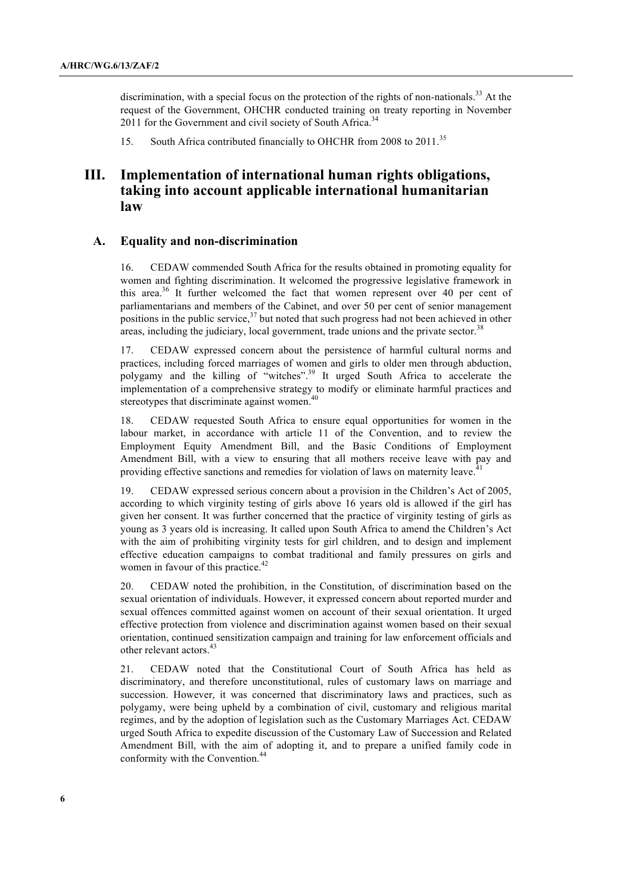discrimination, with a special focus on the protection of the rights of non-nationals.[33] At the request of the Government, OHCHR conducted training on treaty reporting in November 2011 for the Government and civil society of South Africa.[34]

15. South Africa contributed financially to OHCHR from 2008 to 2011.[35]

# III. Implementation of international human rights obligations, taking into account applicable international humanitarian law

## A. Equality and non-discrimination

16. CEDAW commended South Africa for the results obtained in promoting equality for women and fighting discrimination. It welcomed the progressive legislative framework in this area.[36] It further welcomed the fact that women represent over 40 per cent of parliamentarians and members of the Cabinet, and over 50 per cent of senior management positions in the public service,[37] but noted that such progress had not been achieved in other areas, including the judiciary, local government, trade unions and the private sector.[38]

17. CEDAW expressed concern about the persistence of harmful cultural norms and practices, including forced marriages of women and girls to older men through abduction, polygamy and the killing of "witches".[39] It urged South Africa to accelerate the implementation of a comprehensive strategy to modify or eliminate harmful practices and stereotypes that discriminate against women.[40]

18. CEDAW requested South Africa to ensure equal opportunities for women in the labour market, in accordance with article 11 of the Convention, and to review the Employment Equity Amendment Bill, and the Basic Conditions of Employment Amendment Bill, with a view to ensuring that all mothers receive leave with pay and providing effective sanctions and remedies for violation of laws on maternity leave.[41]

19. CEDAW expressed serious concern about a provision in the Children's Act of 2005, according to which virginity testing of girls above 16 years old is allowed if the girl has given her consent. It was further concerned that the practice of virginity testing of girls as young as 3 years old is increasing. It called upon South Africa to amend the Children's Act with the aim of prohibiting virginity tests for girl children, and to design and implement effective education campaigns to combat traditional and family pressures on girls and women in favour of this practice.[42]

20. CEDAW noted the prohibition, in the Constitution, of discrimination based on the sexual orientation of individuals. However, it expressed concern about reported murder and sexual offences committed against women on account of their sexual orientation. It urged effective protection from violence and discrimination against women based on their sexual orientation, continued sensitization campaign and training for law enforcement officials and other relevant actors.[43]

21. CEDAW noted that the Constitutional Court of South Africa has held as discriminatory, and therefore unconstitutional, rules of customary laws on marriage and succession. However, it was concerned that discriminatory laws and practices, such as polygamy, were being upheld by a combination of civil, customary and religious marital regimes, and by the adoption of legislation such as the Customary Marriages Act. CEDAW urged South Africa to expedite discussion of the Customary Law of Succession and Related Amendment Bill, with the aim of adopting it, and to prepare a unified family code in conformity with the Convention.[44]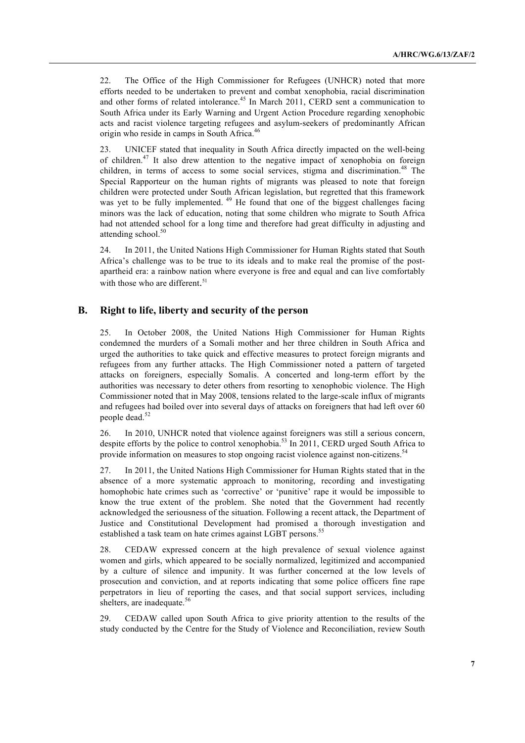22. The Office of the High Commissioner for Refugees (UNHCR) noted that more efforts needed to be undertaken to prevent and combat xenophobia, racial discrimination and other forms of related intolerance.[45] In March 2011, CERD sent a communication to South Africa under its Early Warning and Urgent Action Procedure regarding xenophobic acts and racist violence targeting refugees and asylum-seekers of predominantly African origin who reside in camps in South Africa.[46]

23. UNICEF stated that inequality in South Africa directly impacted on the well-being of children.[47] It also drew attention to the negative impact of xenophobia on foreign children, in terms of access to some social services, stigma and discrimination.[48] The Special Rapporteur on the human rights of migrants was pleased to note that foreign children were protected under South African legislation, but regretted that this framework was yet to be fully implemented.[49] He found that one of the biggest challenges facing minors was the lack of education, noting that some children who migrate to South Africa had not attended school for a long time and therefore had great difficulty in adjusting and attending school.[50]

24. In 2011, the United Nations High Commissioner for Human Rights stated that South Africa's challenge was to be true to its ideals and to make real the promise of the post-apartheid era: a rainbow nation where everyone is free and equal and can live comfortably with those who are different.[51]

## B. Right to life, liberty and security of the person

25. In October 2008, the United Nations High Commissioner for Human Rights condemned the murders of a Somali mother and her three children in South Africa and urged the authorities to take quick and effective measures to protect foreign migrants and refugees from any further attacks. The High Commissioner noted a pattern of targeted attacks on foreigners, especially Somalis. A concerted and long-term effort by the authorities was necessary to deter others from resorting to xenophobic violence. The High Commissioner noted that in May 2008, tensions related to the large-scale influx of migrants and refugees had boiled over into several days of attacks on foreigners that had left over 60 people dead.[52]

26. In 2010, UNHCR noted that violence against foreigners was still a serious concern, despite efforts by the police to control xenophobia.[53] In 2011, CERD urged South Africa to provide information on measures to stop ongoing racist violence against non-citizens.[54]

27. In 2011, the United Nations High Commissioner for Human Rights stated that in the absence of a more systematic approach to monitoring, recording and investigating homophobic hate crimes such as 'corrective' or 'punitive' rape it would be impossible to know the true extent of the problem. She noted that the Government had recently acknowledged the seriousness of the situation. Following a recent attack, the Department of Justice and Constitutional Development had promised a thorough investigation and established a task team on hate crimes against LGBT persons.[55]

28. CEDAW expressed concern at the high prevalence of sexual violence against women and girls, which appeared to be socially normalized, legitimized and accompanied by a culture of silence and impunity. It was further concerned at the low levels of prosecution and conviction, and at reports indicating that some police officers fine rape perpetrators in lieu of reporting the cases, and that social support services, including shelters, are inadequate.[56]

29. CEDAW called upon South Africa to give priority attention to the results of the study conducted by the Centre for the Study of Violence and Reconciliation, review South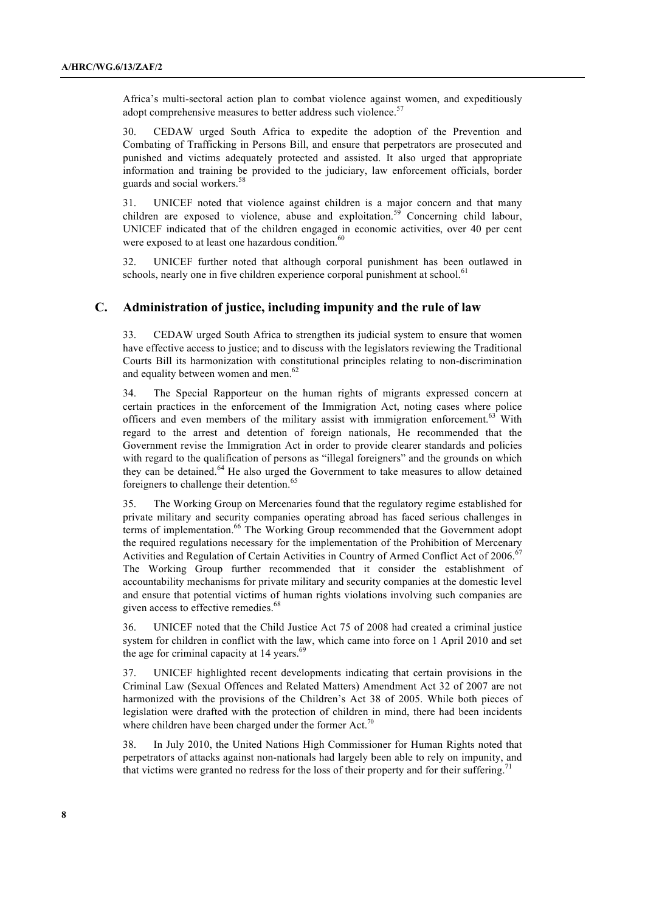Africa's multi-sectoral action plan to combat violence against women, and expeditiously adopt comprehensive measures to better address such violence.[57]

30. CEDAW urged South Africa to expedite the adoption of the Prevention and Combating of Trafficking in Persons Bill, and ensure that perpetrators are prosecuted and punished and victims adequately protected and assisted. It also urged that appropriate information and training be provided to the judiciary, law enforcement officials, border guards and social workers.[58]

31. UNICEF noted that violence against children is a major concern and that many children are exposed to violence, abuse and exploitation.[59] Concerning child labour, UNICEF indicated that of the children engaged in economic activities, over 40 per cent were exposed to at least one hazardous condition.[60]

32. UNICEF further noted that although corporal punishment has been outlawed in schools, nearly one in five children experience corporal punishment at school.[61]

## C. Administration of justice, including impunity and the rule of law

33. CEDAW urged South Africa to strengthen its judicial system to ensure that women have effective access to justice; and to discuss with the legislators reviewing the Traditional Courts Bill its harmonization with constitutional principles relating to non-discrimination and equality between women and men.[62]

34. The Special Rapporteur on the human rights of migrants expressed concern at certain practices in the enforcement of the Immigration Act, noting cases where police officers and even members of the military assist with immigration enforcement.[63] With regard to the arrest and detention of foreign nationals, He recommended that the Government revise the Immigration Act in order to provide clearer standards and policies with regard to the qualification of persons as "illegal foreigners" and the grounds on which they can be detained.[64] He also urged the Government to take measures to allow detained foreigners to challenge their detention.[65]

35. The Working Group on Mercenaries found that the regulatory regime established for private military and security companies operating abroad has faced serious challenges in terms of implementation.[66] The Working Group recommended that the Government adopt the required regulations necessary for the implementation of the Prohibition of Mercenary Activities and Regulation of Certain Activities in Country of Armed Conflict Act of 2006.[67] The Working Group further recommended that it consider the establishment of accountability mechanisms for private military and security companies at the domestic level and ensure that potential victims of human rights violations involving such companies are given access to effective remedies.[68]

36. UNICEF noted that the Child Justice Act 75 of 2008 had created a criminal justice system for children in conflict with the law, which came into force on 1 April 2010 and set the age for criminal capacity at 14 years.[69]

37. UNICEF highlighted recent developments indicating that certain provisions in the Criminal Law (Sexual Offences and Related Matters) Amendment Act 32 of 2007 are not harmonized with the provisions of the Children's Act 38 of 2005. While both pieces of legislation were drafted with the protection of children in mind, there had been incidents where children have been charged under the former Act.[70]

38. In July 2010, the United Nations High Commissioner for Human Rights noted that perpetrators of attacks against non-nationals had largely been able to rely on impunity, and that victims were granted no redress for the loss of their property and for their suffering.[71]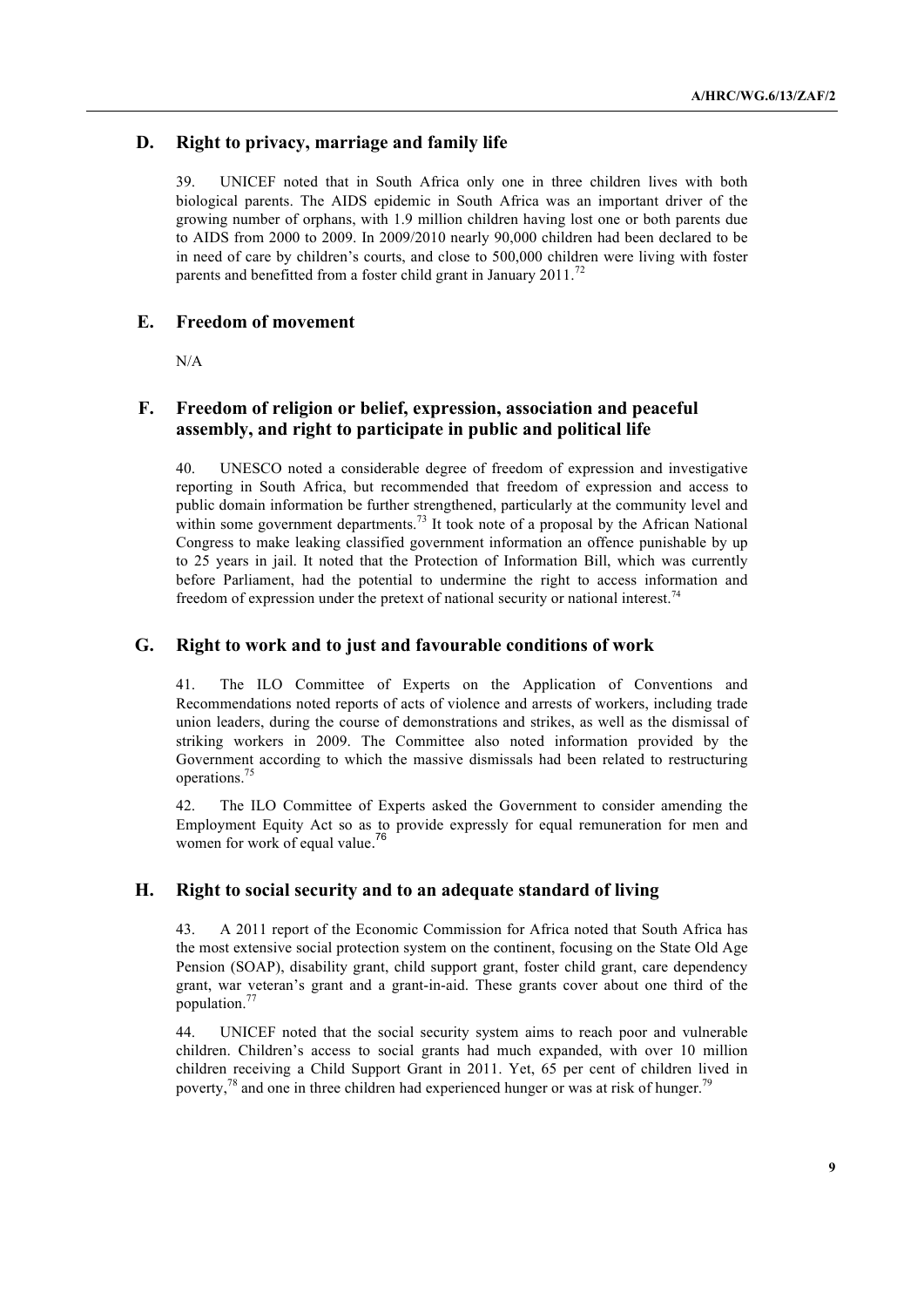## D. Right to privacy, marriage and family life

39. UNICEF noted that in South Africa only one in three children lives with both biological parents. The AIDS epidemic in South Africa was an important driver of the growing number of orphans, with 1.9 million children having lost one or both parents due to AIDS from 2000 to 2009. In 2009/2010 nearly 90,000 children had been declared to be in need of care by children's courts, and close to 500,000 children were living with foster parents and benefitted from a foster child grant in January 2011.[72]

## E. Freedom of movement

N/A

## F. Freedom of religion or belief, expression, association and peaceful assembly, and right to participate in public and political life

40. UNESCO noted a considerable degree of freedom of expression and investigative reporting in South Africa, but recommended that freedom of expression and access to public domain information be further strengthened, particularly at the community level and within some government departments.[73] It took note of a proposal by the African National Congress to make leaking classified government information an offence punishable by up to 25 years in jail. It noted that the Protection of Information Bill, which was currently before Parliament, had the potential to undermine the right to access information and freedom of expression under the pretext of national security or national interest.[74]

## G. Right to work and to just and favourable conditions of work

41. The ILO Committee of Experts on the Application of Conventions and Recommendations noted reports of acts of violence and arrests of workers, including trade union leaders, during the course of demonstrations and strikes, as well as the dismissal of striking workers in 2009. The Committee also noted information provided by the Government according to which the massive dismissals had been related to restructuring operations.[75]

42. The ILO Committee of Experts asked the Government to consider amending the Employment Equity Act so as to provide expressly for equal remuneration for men and women for work of equal value.[76]

## H. Right to social security and to an adequate standard of living

43. A 2011 report of the Economic Commission for Africa noted that South Africa has the most extensive social protection system on the continent, focusing on the State Old Age Pension (SOAP), disability grant, child support grant, foster child grant, care dependency grant, war veteran's grant and a grant-in-aid. These grants cover about one third of the population.[77]

44. UNICEF noted that the social security system aims to reach poor and vulnerable children. Children's access to social grants had much expanded, with over 10 million children receiving a Child Support Grant in 2011. Yet, 65 per cent of children lived in poverty,[78] and one in three children had experienced hunger or was at risk of hunger.[79]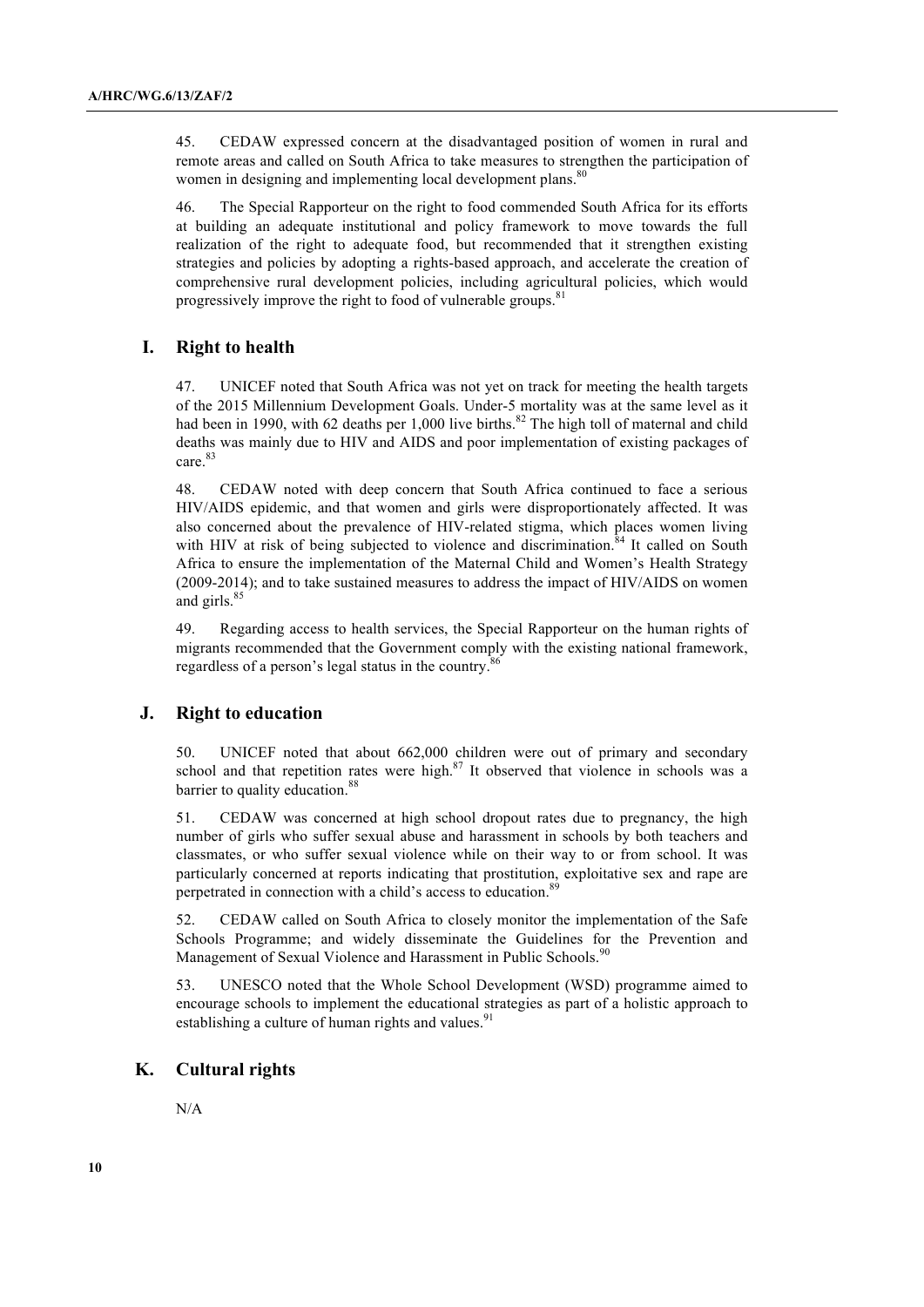45. CEDAW expressed concern at the disadvantaged position of women in rural and remote areas and called on South Africa to take measures to strengthen the participation of women in designing and implementing local development plans.[80]

46. The Special Rapporteur on the right to food commended South Africa for its efforts at building an adequate institutional and policy framework to move towards the full realization of the right to adequate food, but recommended that it strengthen existing strategies and policies by adopting a rights-based approach, and accelerate the creation of comprehensive rural development policies, including agricultural policies, which would progressively improve the right to food of vulnerable groups.[81]

## I. Right to health

47. UNICEF noted that South Africa was not yet on track for meeting the health targets of the 2015 Millennium Development Goals. Under-5 mortality was at the same level as it had been in 1990, with 62 deaths per 1,000 live births.[82] The high toll of maternal and child deaths was mainly due to HIV and AIDS and poor implementation of existing packages of care.[83]

48. CEDAW noted with deep concern that South Africa continued to face a serious HIV/AIDS epidemic, and that women and girls were disproportionately affected. It was also concerned about the prevalence of HIV-related stigma, which places women living with HIV at risk of being subjected to violence and discrimination.[84] It called on South Africa to ensure the implementation of the Maternal Child and Women's Health Strategy (2009-2014); and to take sustained measures to address the impact of HIV/AIDS on women and girls.[85]

49. Regarding access to health services, the Special Rapporteur on the human rights of migrants recommended that the Government comply with the existing national framework, regardless of a person's legal status in the country.[86]

## J. Right to education

50. UNICEF noted that about 662,000 children were out of primary and secondary school and that repetition rates were high.[87] It observed that violence in schools was a barrier to quality education.[88]

51. CEDAW was concerned at high school dropout rates due to pregnancy, the high number of girls who suffer sexual abuse and harassment in schools by both teachers and classmates, or who suffer sexual violence while on their way to or from school. It was particularly concerned at reports indicating that prostitution, exploitative sex and rape are perpetrated in connection with a child's access to education.[89]

52. CEDAW called on South Africa to closely monitor the implementation of the Safe Schools Programme; and widely disseminate the Guidelines for the Prevention and Management of Sexual Violence and Harassment in Public Schools.[90]

53. UNESCO noted that the Whole School Development (WSD) programme aimed to encourage schools to implement the educational strategies as part of a holistic approach to establishing a culture of human rights and values.[91]

## K. Cultural rights

N/A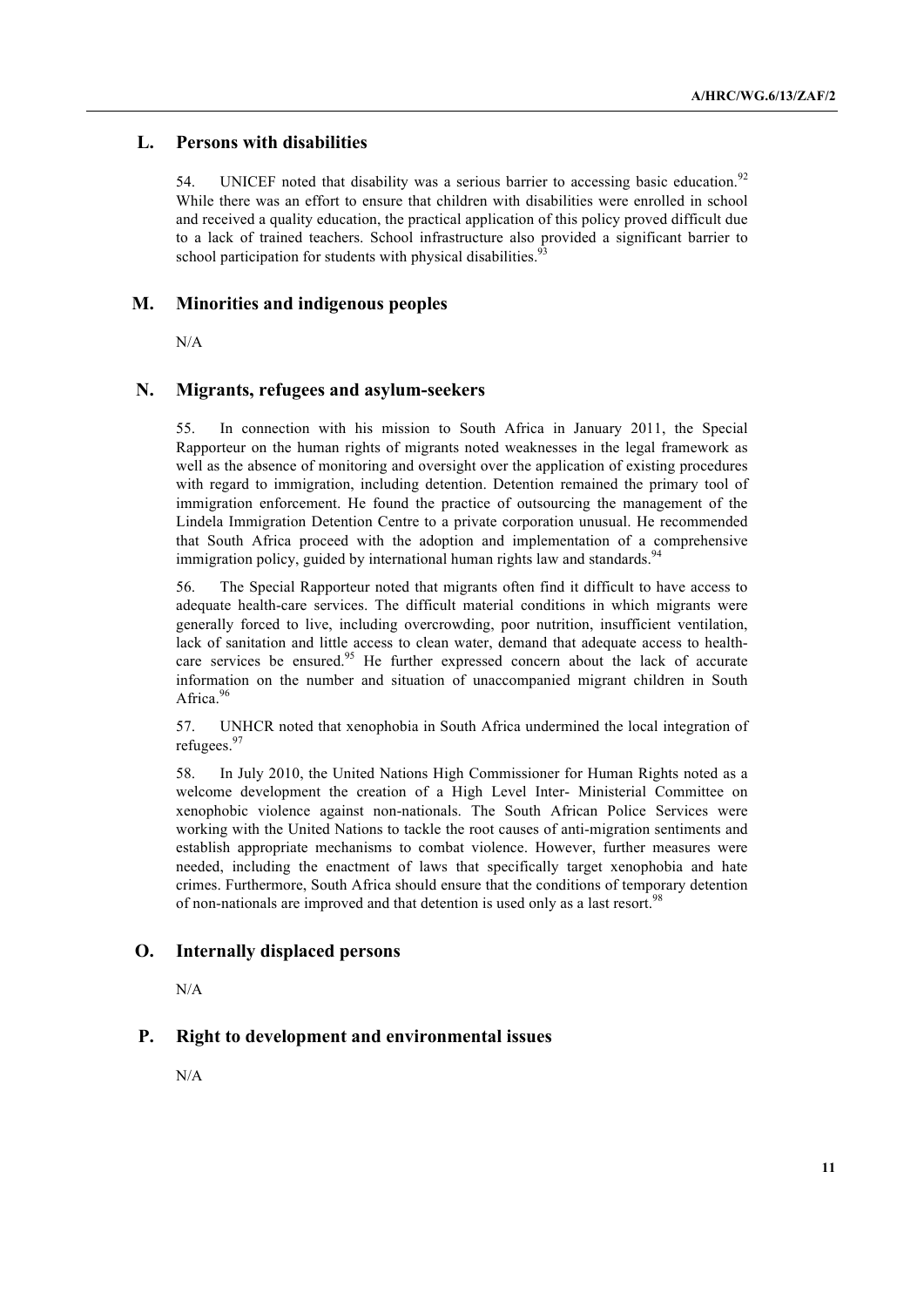## L. Persons with disabilities

54. UNICEF noted that disability was a serious barrier to accessing basic education.[92] While there was an effort to ensure that children with disabilities were enrolled in school and received a quality education, the practical application of this policy proved difficult due to a lack of trained teachers. School infrastructure also provided a significant barrier to school participation for students with physical disabilities.[93]

## M. Minorities and indigenous peoples

N/A

## N. Migrants, refugees and asylum-seekers

55. In connection with his mission to South Africa in January 2011, the Special Rapporteur on the human rights of migrants noted weaknesses in the legal framework as well as the absence of monitoring and oversight over the application of existing procedures with regard to immigration, including detention. Detention remained the primary tool of immigration enforcement. He found the practice of outsourcing the management of the Lindela Immigration Detention Centre to a private corporation unusual. He recommended that South Africa proceed with the adoption and implementation of a comprehensive immigration policy, guided by international human rights law and standards.[94]

56. The Special Rapporteur noted that migrants often find it difficult to have access to adequate health-care services. The difficult material conditions in which migrants were generally forced to live, including overcrowding, poor nutrition, insufficient ventilation, lack of sanitation and little access to clean water, demand that adequate access to health-care services be ensured.[95] He further expressed concern about the lack of accurate information on the number and situation of unaccompanied migrant children in South Africa.[96]

57. UNHCR noted that xenophobia in South Africa undermined the local integration of refugees.[97]

58. In July 2010, the United Nations High Commissioner for Human Rights noted as a welcome development the creation of a High Level Inter- Ministerial Committee on xenophobic violence against non-nationals. The South African Police Services were working with the United Nations to tackle the root causes of anti-migration sentiments and establish appropriate mechanisms to combat violence. However, further measures were needed, including the enactment of laws that specifically target xenophobia and hate crimes. Furthermore, South Africa should ensure that the conditions of temporary detention of non-nationals are improved and that detention is used only as a last resort.[98]

## O. Internally displaced persons

N/A

## P. Right to development and environmental issues

N/A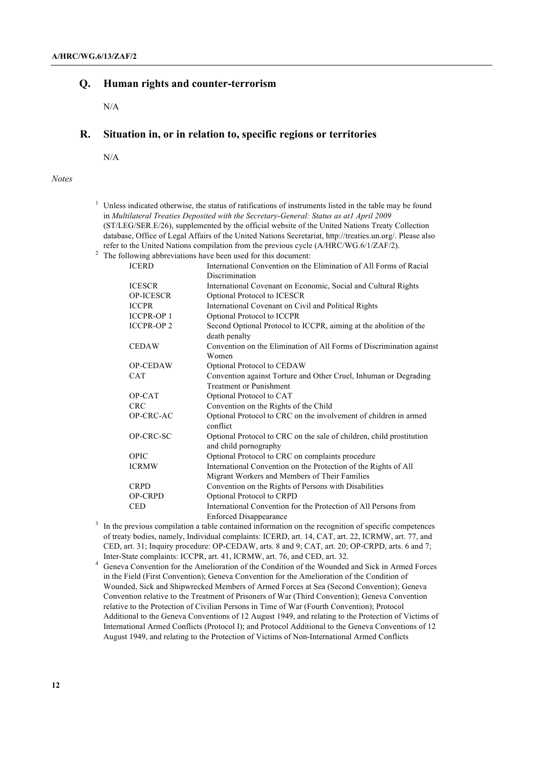## Q. Human rights and counter-terrorism

N/A

## R. Situation in, or in relation to, specific regions or territories

N/A

*Notes*

[1] Unless indicated otherwise, the status of ratifications of instruments listed in the table may be found in *Multilateral Treaties Deposited with the Secretary-General: Status as at1 April 2009* (ST/LEG/SER.E/26), supplemented by the official website of the United Nations Treaty Collection database, Office of Legal Affairs of the United Nations Secretariat, http://treaties.un.org/. Please also refer to the United Nations compilation from the previous cycle (A/HRC/WG.6/1/ZAF/2).

[2] The following abbreviations have been used for this document:

| | |
|---|---|
| ICERD | International Convention on the Elimination of All Forms of Racial Discrimination |
| ICESCR | International Covenant on Economic, Social and Cultural Rights |
| OP-ICESCR | Optional Protocol to ICESCR |
| ICCPR | International Covenant on Civil and Political Rights |
| ICCPR-OP 1 | Optional Protocol to ICCPR |
| ICCPR-OP 2 | Second Optional Protocol to ICCPR, aiming at the abolition of the death penalty |
| CEDAW | Convention on the Elimination of All Forms of Discrimination against Women |
| OP-CEDAW | Optional Protocol to CEDAW |
| CAT | Convention against Torture and Other Cruel, Inhuman or Degrading Treatment or Punishment |
| OP-CAT | Optional Protocol to CAT |
| CRC | Convention on the Rights of the Child |
| OP-CRC-AC | Optional Protocol to CRC on the involvement of children in armed conflict |
| OP-CRC-SC | Optional Protocol to CRC on the sale of children, child prostitution and child pornography |
| OPIC | Optional Protocol to CRC on complaints procedure |
| ICRMW | International Convention on the Protection of the Rights of All Migrant Workers and Members of Their Families |
| CRPD | Convention on the Rights of Persons with Disabilities |
| OP-CRPD | Optional Protocol to CRPD |
| CED | International Convention for the Protection of All Persons from Enforced Disappearance |

[3] In the previous compilation a table contained information on the recognition of specific competences of treaty bodies, namely, Individual complaints: ICERD, art. 14, CAT, art. 22, ICRMW, art. 77, and CED, art. 31; Inquiry procedure: OP-CEDAW, arts. 8 and 9; CAT, art. 20; OP-CRPD, arts. 6 and 7; Inter-State complaints: ICCPR, art. 41, ICRMW, art. 76, and CED, art. 32.

[4] Geneva Convention for the Amelioration of the Condition of the Wounded and Sick in Armed Forces in the Field (First Convention); Geneva Convention for the Amelioration of the Condition of Wounded, Sick and Shipwrecked Members of Armed Forces at Sea (Second Convention); Geneva Convention relative to the Treatment of Prisoners of War (Third Convention); Geneva Convention relative to the Protection of Civilian Persons in Time of War (Fourth Convention); Protocol Additional to the Geneva Conventions of 12 August 1949, and relating to the Protection of Victims of International Armed Conflicts (Protocol I); and Protocol Additional to the Geneva Conventions of 12 August 1949, and relating to the Protection of Victims of Non-International Armed Conflicts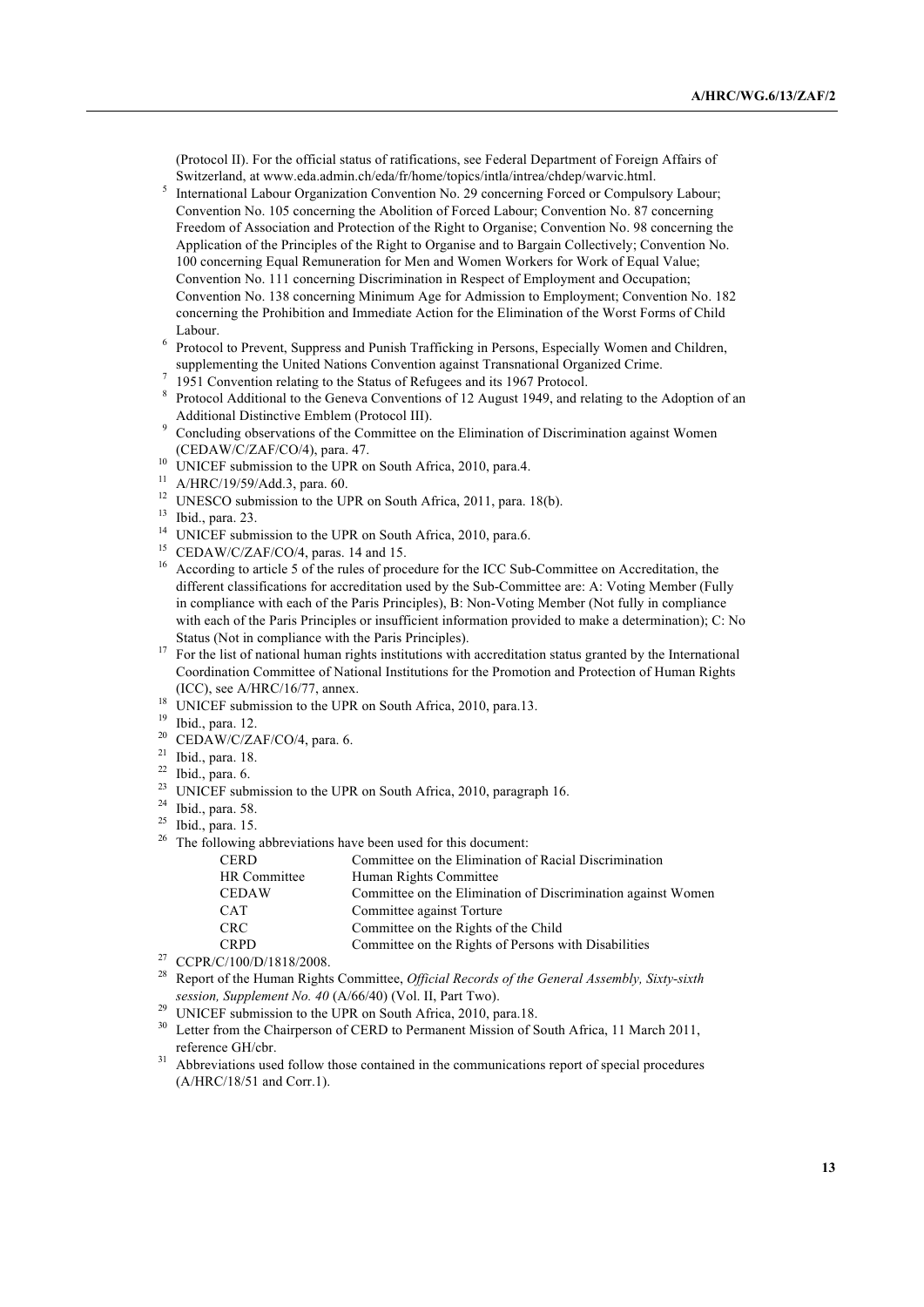(Protocol II). For the official status of ratifications, see Federal Department of Foreign Affairs of Switzerland, at www.eda.admin.ch/eda/fr/home/topics/intla/intrea/chdep/warvic.html.

[5] International Labour Organization Convention No. 29 concerning Forced or Compulsory Labour; Convention No. 105 concerning the Abolition of Forced Labour; Convention No. 87 concerning Freedom of Association and Protection of the Right to Organise; Convention No. 98 concerning the Application of the Principles of the Right to Organise and to Bargain Collectively; Convention No. 100 concerning Equal Remuneration for Men and Women Workers for Work of Equal Value; Convention No. 111 concerning Discrimination in Respect of Employment and Occupation; Convention No. 138 concerning Minimum Age for Admission to Employment; Convention No. 182 concerning the Prohibition and Immediate Action for the Elimination of the Worst Forms of Child Labour.

[6] Protocol to Prevent, Suppress and Punish Trafficking in Persons, Especially Women and Children, supplementing the United Nations Convention against Transnational Organized Crime.

[7] 1951 Convention relating to the Status of Refugees and its 1967 Protocol.

[8] Protocol Additional to the Geneva Conventions of 12 August 1949, and relating to the Adoption of an Additional Distinctive Emblem (Protocol III).

[9] Concluding observations of the Committee on the Elimination of Discrimination against Women (CEDAW/C/ZAF/CO/4), para. 47.

[10] UNICEF submission to the UPR on South Africa, 2010, para.4.

[11] A/HRC/19/59/Add.3, para. 60.

[12] UNESCO submission to the UPR on South Africa, 2011, para. 18(b).

[13] Ibid., para. 23.

[14] UNICEF submission to the UPR on South Africa, 2010, para.6.

[15] CEDAW/C/ZAF/CO/4, paras. 14 and 15.

[16] According to article 5 of the rules of procedure for the ICC Sub-Committee on Accreditation, the different classifications for accreditation used by the Sub-Committee are: A: Voting Member (Fully in compliance with each of the Paris Principles), B: Non-Voting Member (Not fully in compliance with each of the Paris Principles or insufficient information provided to make a determination); C: No Status (Not in compliance with the Paris Principles).

[17] For the list of national human rights institutions with accreditation status granted by the International Coordination Committee of National Institutions for the Promotion and Protection of Human Rights (ICC), see A/HRC/16/77, annex.

[18] UNICEF submission to the UPR on South Africa, 2010, para.13.

[19] Ibid., para. 12.

[20] CEDAW/C/ZAF/CO/4, para. 6.

[21] Ibid., para. 18.

[22] Ibid., para. 6.

[23] UNICEF submission to the UPR on South Africa, 2010, paragraph 16.

[24] Ibid., para. 58.

[25] Ibid., para. 15.

[26] The following abbreviations have been used for this document:

| | |
|---|---|
| CERD | Committee on the Elimination of Racial Discrimination |
| HR Committee | Human Rights Committee |
| CEDAW | Committee on the Elimination of Discrimination against Women |
| CAT | Committee against Torture |
| CRC | Committee on the Rights of the Child |
| CRPD | Committee on the Rights of Persons with Disabilities |

[27] CCPR/C/100/D/1818/2008.

[28] Report of the Human Rights Committee, *Official Records of the General Assembly, Sixty-sixth session, Supplement No. 40* (A/66/40) (Vol. II, Part Two).

[29] UNICEF submission to the UPR on South Africa, 2010, para.18.

[30] Letter from the Chairperson of CERD to Permanent Mission of South Africa, 11 March 2011, reference GH/cbr.

[31] Abbreviations used follow those contained in the communications report of special procedures (A/HRC/18/51 and Corr.1).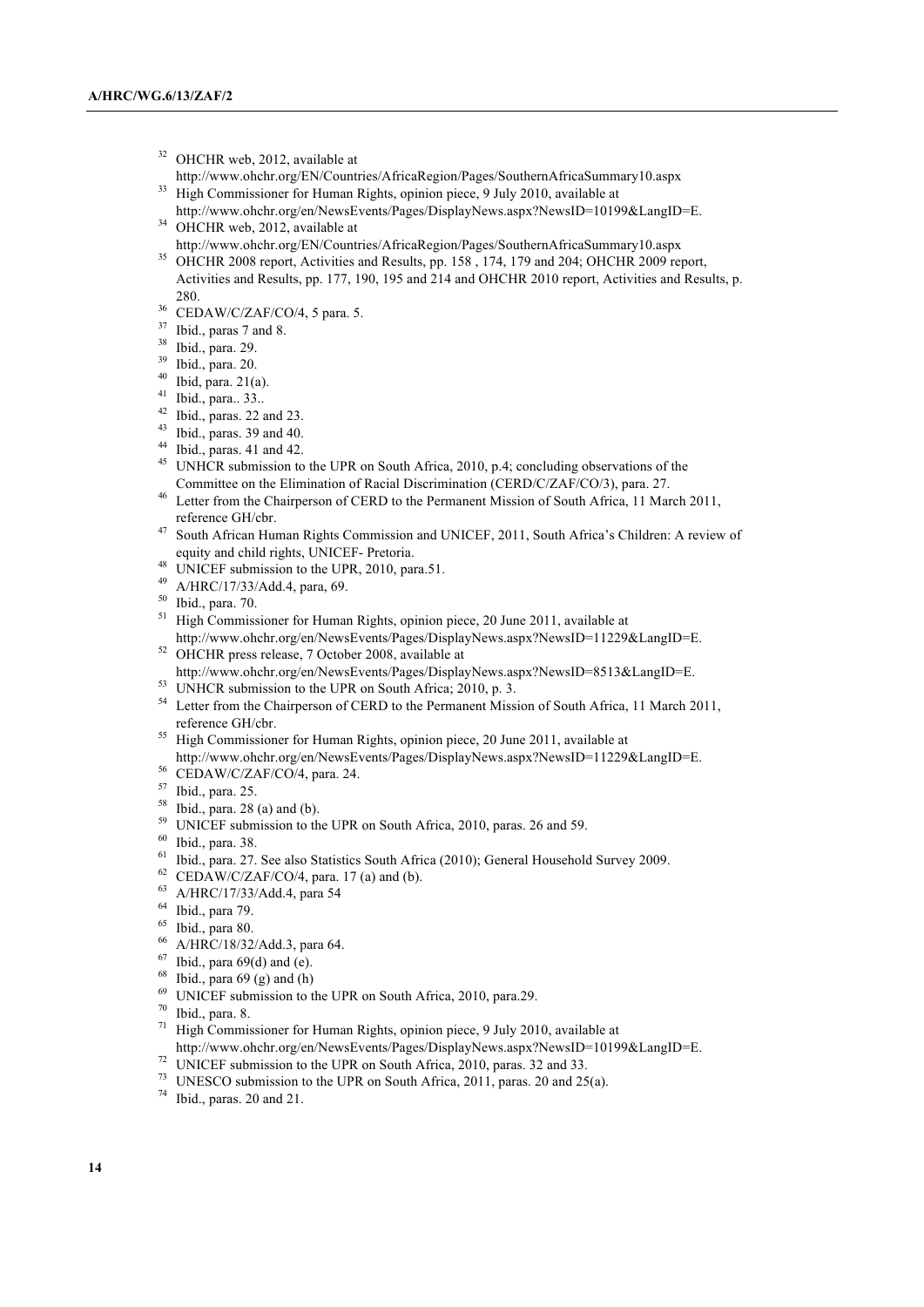[32] OHCHR web, 2012, available at http://www.ohchr.org/EN/Countries/AfricaRegion/Pages/SouthernAfricaSummary10.aspx

[33] High Commissioner for Human Rights, opinion piece, 9 July 2010, available at http://www.ohchr.org/en/NewsEvents/Pages/DisplayNews.aspx?NewsID=10199&LangID=E.

[34] OHCHR web, 2012, available at http://www.ohchr.org/EN/Countries/AfricaRegion/Pages/SouthernAfricaSummary10.aspx

[35] OHCHR 2008 report, Activities and Results, pp. 158 , 174, 179 and 204; OHCHR 2009 report, Activities and Results, pp. 177, 190, 195 and 214 and OHCHR 2010 report, Activities and Results, p. 280.

[36] CEDAW/C/ZAF/CO/4, 5 para. 5.

[37] Ibid., paras 7 and 8.

[38] Ibid., para. 29.

[39] Ibid., para. 20.

[40] Ibid, para. 21(a).

[41] Ibid., para.. 33..

[42] Ibid., paras. 22 and 23.

[43] Ibid., paras. 39 and 40.

[44] Ibid., paras. 41 and 42.

[45] UNHCR submission to the UPR on South Africa, 2010, p.4; concluding observations of the Committee on the Elimination of Racial Discrimination (CERD/C/ZAF/CO/3), para. 27.

[46] Letter from the Chairperson of CERD to the Permanent Mission of South Africa, 11 March 2011, reference GH/cbr.

[47] South African Human Rights Commission and UNICEF, 2011, South Africa's Children: A review of equity and child rights, UNICEF- Pretoria.

[48] UNICEF submission to the UPR, 2010, para.51.

[49] A/HRC/17/33/Add.4, para, 69.

[50] Ibid., para. 70.

[51] High Commissioner for Human Rights, opinion piece, 20 June 2011, available at http://www.ohchr.org/en/NewsEvents/Pages/DisplayNews.aspx?NewsID=11229&LangID=E.

[52] OHCHR press release, 7 October 2008, available at http://www.ohchr.org/en/NewsEvents/Pages/DisplayNews.aspx?NewsID=8513&LangID=E.

[53] UNHCR submission to the UPR on South Africa; 2010, p. 3.

[54] Letter from the Chairperson of CERD to the Permanent Mission of South Africa, 11 March 2011, reference GH/cbr.

[55] High Commissioner for Human Rights, opinion piece, 20 June 2011, available at http://www.ohchr.org/en/NewsEvents/Pages/DisplayNews.aspx?NewsID=11229&LangID=E.

[56] CEDAW/C/ZAF/CO/4, para. 24.

[57] Ibid., para. 25.

[58] Ibid., para. 28 (a) and (b).

[59] UNICEF submission to the UPR on South Africa, 2010, paras. 26 and 59.

[60] Ibid., para. 38.

[61] Ibid., para. 27. See also Statistics South Africa (2010); General Household Survey 2009.

[62] CEDAW/C/ZAF/CO/4, para. 17 (a) and (b).

[63] A/HRC/17/33/Add.4, para 54

[64] Ibid., para 79.

[65] Ibid., para 80.

[66] A/HRC/18/32/Add.3, para 64.

[67] Ibid., para 69(d) and (e).

[68] Ibid., para 69 (g) and (h)

[69] UNICEF submission to the UPR on South Africa, 2010, para.29.

[70] Ibid., para. 8.

[71] High Commissioner for Human Rights, opinion piece, 9 July 2010, available at http://www.ohchr.org/en/NewsEvents/Pages/DisplayNews.aspx?NewsID=10199&LangID=E.

[72] UNICEF submission to the UPR on South Africa, 2010, paras. 32 and 33.

[73] UNESCO submission to the UPR on South Africa, 2011, paras. 20 and 25(a).

[74] Ibid., paras. 20 and 21.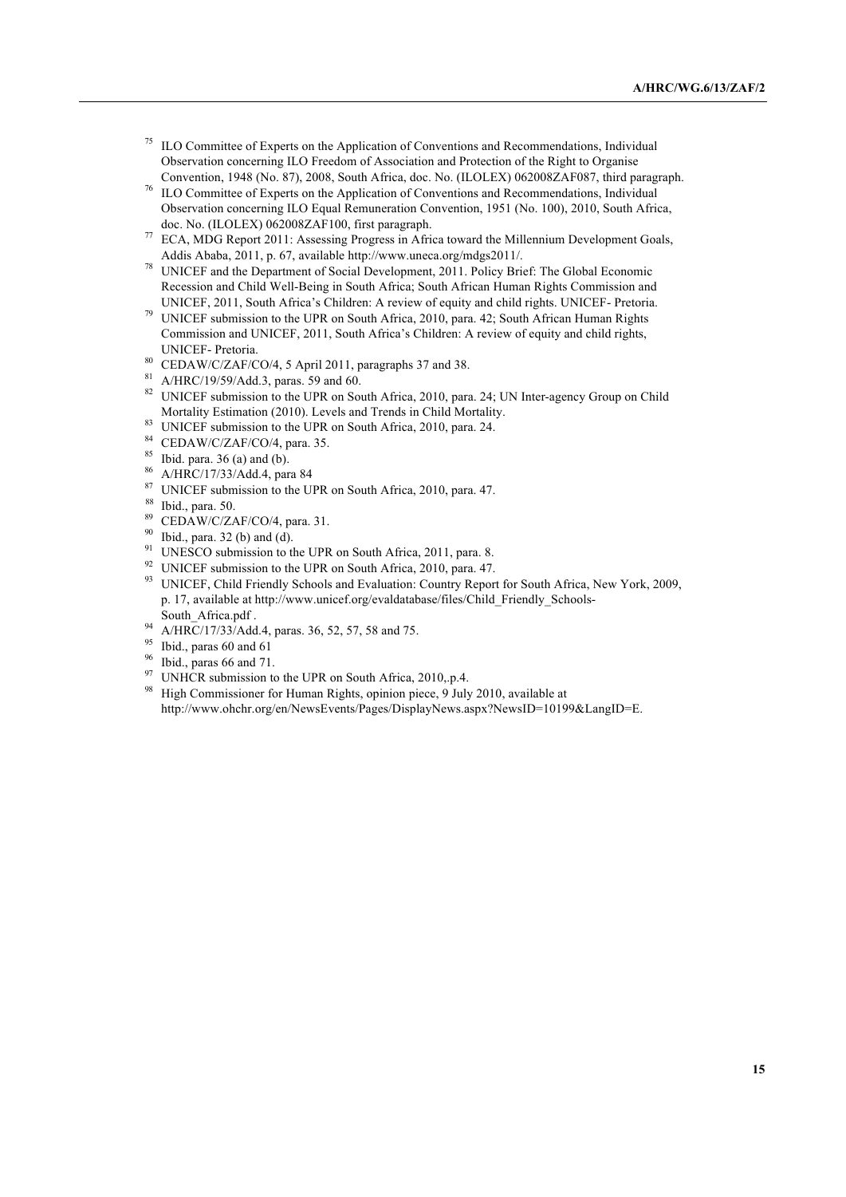[75] ILO Committee of Experts on the Application of Conventions and Recommendations, Individual Observation concerning ILO Freedom of Association and Protection of the Right to Organise Convention, 1948 (No. 87), 2008, South Africa, doc. No. (ILOLEX) 062008ZAF087, third paragraph.

[76] ILO Committee of Experts on the Application of Conventions and Recommendations, Individual Observation concerning ILO Equal Remuneration Convention, 1951 (No. 100), 2010, South Africa, doc. No. (ILOLEX) 062008ZAF100, first paragraph.

[77] ECA, MDG Report 2011: Assessing Progress in Africa toward the Millennium Development Goals, Addis Ababa, 2011, p. 67, available http://www.uneca.org/mdgs2011/.

[78] UNICEF and the Department of Social Development, 2011. Policy Brief: The Global Economic Recession and Child Well-Being in South Africa; South African Human Rights Commission and UNICEF, 2011, South Africa's Children: A review of equity and child rights. UNICEF- Pretoria.

[79] UNICEF submission to the UPR on South Africa, 2010, para. 42; South African Human Rights Commission and UNICEF, 2011, South Africa's Children: A review of equity and child rights, UNICEF- Pretoria.

[80] CEDAW/C/ZAF/CO/4, 5 April 2011, paragraphs 37 and 38.

[81] A/HRC/19/59/Add.3, paras. 59 and 60.

[82] UNICEF submission to the UPR on South Africa, 2010, para. 24; UN Inter-agency Group on Child Mortality Estimation (2010). Levels and Trends in Child Mortality.

[83] UNICEF submission to the UPR on South Africa, 2010, para. 24.

[84] CEDAW/C/ZAF/CO/4, para. 35.

[85] Ibid. para. 36 (a) and (b).

[86] A/HRC/17/33/Add.4, para 84

[87] UNICEF submission to the UPR on South Africa, 2010, para. 47.

[88] Ibid., para. 50.

[89] CEDAW/C/ZAF/CO/4, para. 31.

[90] Ibid., para. 32 (b) and (d).

[91] UNESCO submission to the UPR on South Africa, 2011, para. 8.

[92] UNICEF submission to the UPR on South Africa, 2010, para. 47.

[93] UNICEF, Child Friendly Schools and Evaluation: Country Report for South Africa, New York, 2009, p. 17, available at http://www.unicef.org/evaldatabase/files/Child_Friendly_Schools-South_Africa.pdf .

[94] A/HRC/17/33/Add.4, paras. 36, 52, 57, 58 and 75.

[95] Ibid., paras 60 and 61

[96] Ibid., paras 66 and 71.

[97] UNHCR submission to the UPR on South Africa, 2010,.p.4.

[98] High Commissioner for Human Rights, opinion piece, 9 July 2010, available at http://www.ohchr.org/en/NewsEvents/Pages/DisplayNews.aspx?NewsID=10199&LangID=E.